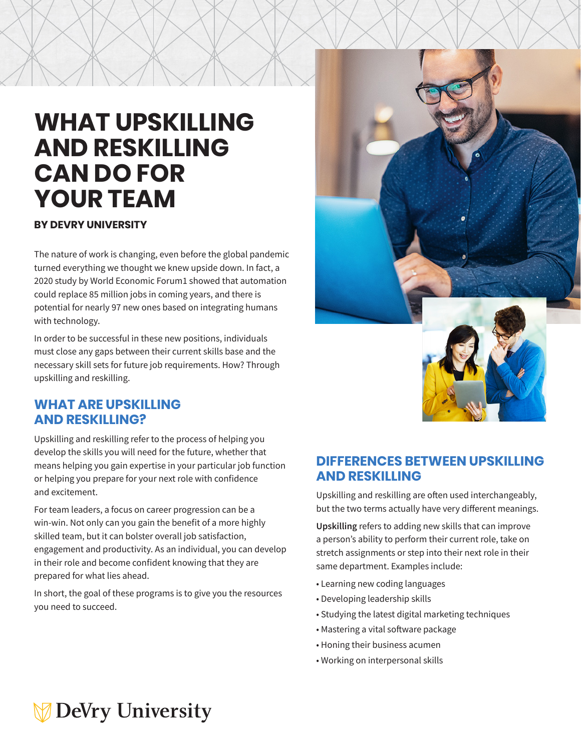# WHAT UPSKILLING AND RESKILLING CAN DO FOR YOUR TEAM

**BY DEVRY UNIVERSITY**

The nature of work is changing, even before the global pandemic turned everything we thought we knew upside down. In fact, a 2020 study by World Economic Forum1 showed that automation could replace 85 million jobs in coming years, and there is potential for nearly 97 new ones based on integrating humans with technology.

In order to be successful in these new positions, individuals must close any gaps between their current skills base and the necessary skill sets for future job requirements. How? Through upskilling and reskilling.

## WHAT ARE UPSKILLING AND RESKILLING?

Upskilling and reskilling refer to the process of helping you develop the skills you will need for the future, whether that means helping you gain expertise in your particular job function or helping you prepare for your next role with confidence and excitement.

For team leaders, a focus on career progression can be a win-win. Not only can you gain the benefit of a more highly skilled team, but it can bolster overall job satisfaction, engagement and productivity. As an individual, you can develop in their role and become confident knowing that they are prepared for what lies ahead.

In short, the goal of these programs is to give you the resources you need to succeed.

## DIFFERENCES BETWEEN UPSKILLING AND RESKILLING

Upskilling and reskilling are often used interchangeably, but the two terms actually have very different meanings.

**Upskilling** refers to adding new skills that can improve a person's ability to perform their current role, take on stretch assignments or step into their next role in their same department. Examples include:

- Learning new coding languages
- Developing leadership skills
- Studying the latest digital marketing techniques
- Mastering a vital software package
- Honing their business acumen
- Working on interpersonal skills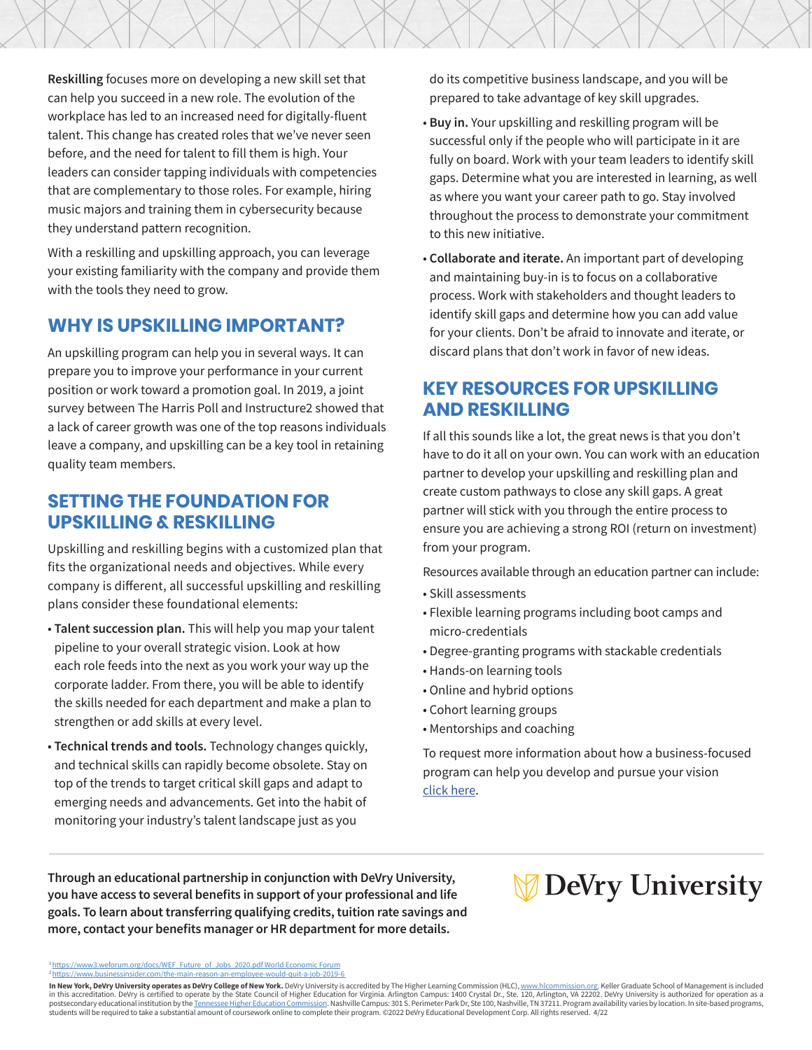**Reskilling** focuses more on developing a new skill set that can help you succeed in a new role. The evolution of the workplace has led to an increased need for digitally-fluent talent. This change has created roles that we've never seen before, and the need for talent to fill them is high. Your leaders can consider tapping individuals with competencies that are complementary to those roles. For example, hiring music majors and training them in cybersecurity because they understand pattern recognition.

With a reskilling and upskilling approach, you can leverage your existing familiarity with the company and provide them with the tools they need to grow.

## WHY IS UPSKILLING IMPORTANT?

An upskilling program can help you in several ways. It can prepare you to improve your performance in your current position or work toward a promotion goal. In 2019, a joint survey between The Harris Poll and Instructure[2] showed that a lack of career growth was one of the top reasons individuals leave a company, and upskilling can be a key tool in retaining quality team members.

## SETTING THE FOUNDATION FOR UPSKILLING & RESKILLING

Upskilling and reskilling begins with a customized plan that fits the organizational needs and objectives. While every company is different, all successful upskilling and reskilling plans consider these foundational elements:

- **Talent succession plan.** This will help you map your talent pipeline to your overall strategic vision. Look at how each role feeds into the next as you work your way up the corporate ladder. From there, you will be able to identify the skills needed for each department and make a plan to strengthen or add skills at every level.
- **Technical trends and tools.** Technology changes quickly, and technical skills can rapidly become obsolete. Stay on top of the trends to target critical skill gaps and adapt to emerging needs and advancements. Get into the habit of monitoring your industry's talent landscape just as you do its competitive business landscape, and you will be prepared to take advantage of key skill upgrades.
- **Buy in.** Your upskilling and reskilling program will be successful only if the people who will participate in it are fully on board. Work with your team leaders to identify skill gaps. Determine what you are interested in learning, as well as where you want your career path to go. Stay involved throughout the process to demonstrate your commitment to this new initiative.
- **Collaborate and iterate.** An important part of developing and maintaining buy-in is to focus on a collaborative process. Work with stakeholders and thought leaders to identify skill gaps and determine how you can add value for your clients. Don't be afraid to innovate and iterate, or discard plans that don't work in favor of new ideas.

## KEY RESOURCES FOR UPSKILLING AND RESKILLING

If all this sounds like a lot, the great news is that you don't have to do it all on your own. You can work with an education partner to develop your upskilling and reskilling plan and create custom pathways to close any skill gaps. A great partner will stick with you through the entire process to ensure you are achieving a strong ROI (return on investment) from your program.

Resources available through an education partner can include:

- Skill assessments
- Flexible learning programs including boot camps and micro-credentials
- Degree-granting programs with stackable credentials
- Hands-on learning tools
- Online and hybrid options
- Cohort learning groups
- Mentorships and coaching

To request more information about how a business-focused program can help you develop and pursue your vision click here.

**Through an educational partnership in conjunction with DeVry University, you have access to several benefits in support of your professional and life goals. To learn about transferring qualifying credits, tuition rate savings and more, contact your benefits manager or HR department for more details.**

DeVry University

[1] https://www3.weforum.org/docs/WEF_Future_of_Jobs_2020.pdf World Economic Forum
[2] https://www.businessinsider.com/the-main-reason-an-employee-would-quit-a-job-2019-6

**In New York, DeVry University operates as DeVry College of New York.** DeVry University is accredited by The Higher Learning Commission (HLC), www.hlcommission.org. Keller Graduate School of Management is included in this accreditation. DeVry is certified to operate by the State Council of Higher Education for Virginia. Arlington Campus: 1400 Crystal Dr., Ste. 120, Arlington, VA 22202. DeVry University is authorized for operation as a postsecondary educational institution by the Tennessee Higher Education Commission. Nashville Campus: 301 S. Perimeter Park Dr, Ste 100, Nashville, TN 37211. Program availability varies by location. In site-based programs, students will be required to take a substantial amount of coursework online to complete their program. ©2022 DeVry Educational Development Corp. All rights reserved. 4/22